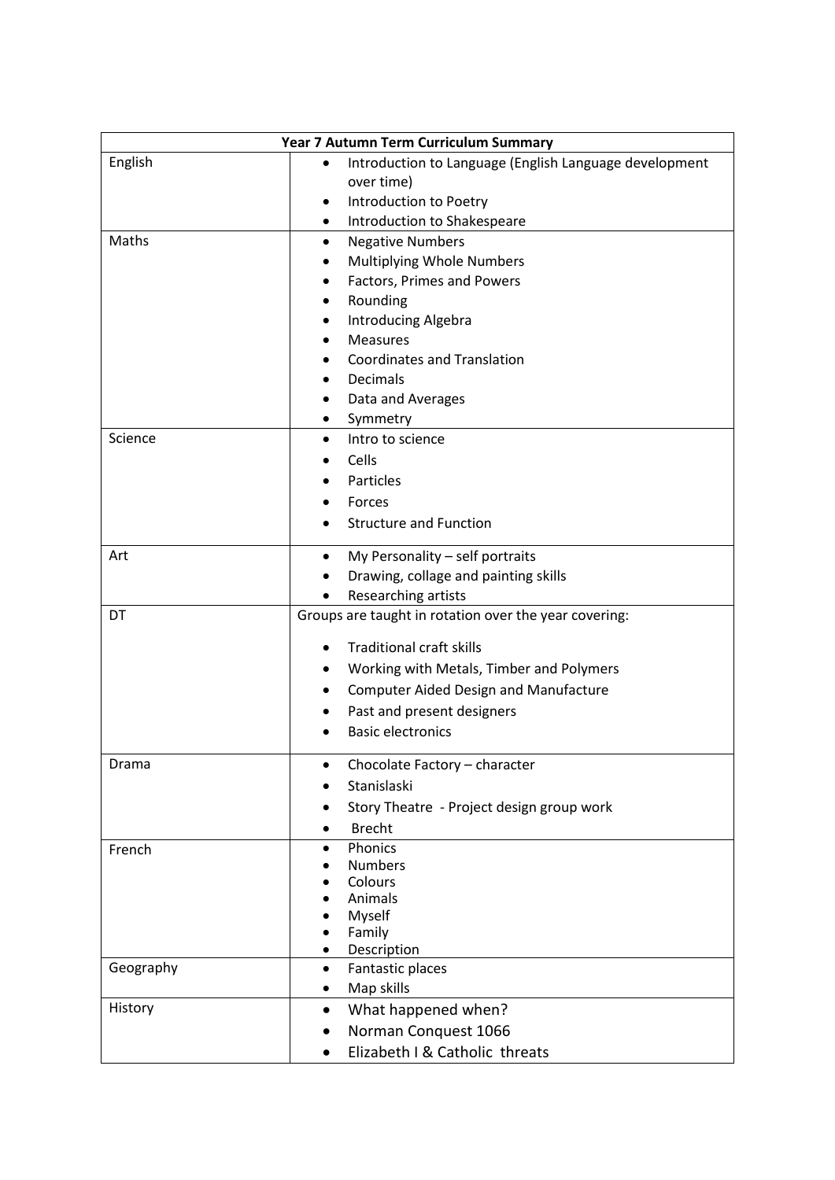| Year 7 Autumn Term Curriculum Summary | |
|---|---|
| English | • Introduction to Language (English Language development over time)<br>• Introduction to Poetry<br>• Introduction to Shakespeare |
| Maths | • Negative Numbers<br>• Multiplying Whole Numbers<br>• Factors, Primes and Powers<br>• Rounding<br>• Introducing Algebra<br>• Measures<br>• Coordinates and Translation<br>• Decimals<br>• Data and Averages<br>• Symmetry |
| Science | • Intro to science<br>• Cells<br>• Particles<br>• Forces<br>• Structure and Function |
| Art | • My Personality – self portraits<br>• Drawing, collage and painting skills<br>• Researching artists |
| DT | Groups are taught in rotation over the year covering:<br>• Traditional craft skills<br>• Working with Metals, Timber and Polymers<br>• Computer Aided Design and Manufacture<br>• Past and present designers<br>• Basic electronics |
| Drama | • Chocolate Factory – character<br>• Stanislaski<br>• Story Theatre - Project design group work<br>• Brecht |
| French | • Phonics<br>• Numbers<br>• Colours<br>• Animals<br>• Myself<br>• Family<br>• Description |
| Geography | • Fantastic places<br>• Map skills |
| History | • What happened when?<br>• Norman Conquest 1066<br>• Elizabeth I & Catholic threats |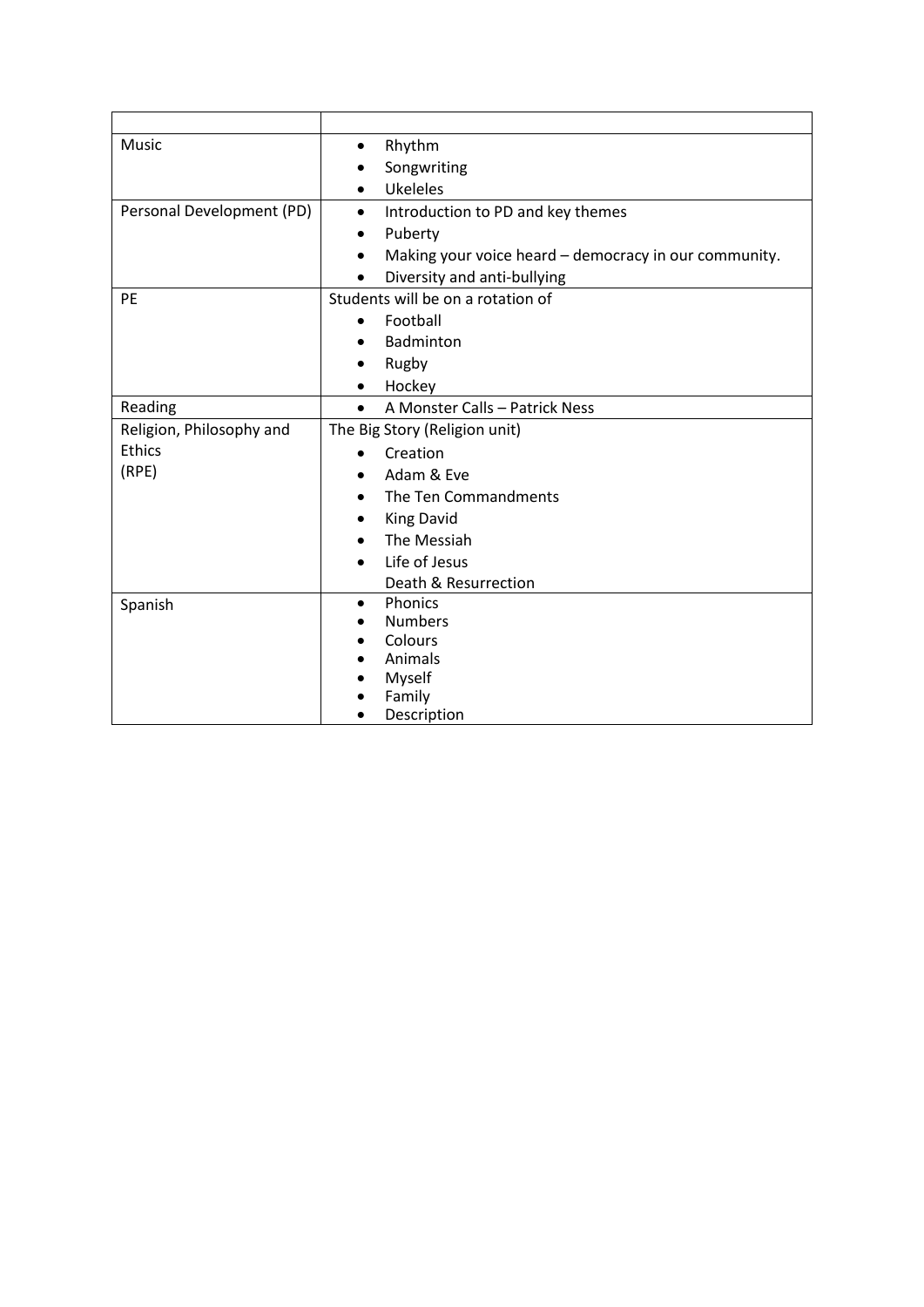| | |
|---|---|
| Music | • Rhythm<br>• Songwriting<br>• Ukeleles |
| Personal Development (PD) | • Introduction to PD and key themes<br>• Puberty<br>• Making your voice heard – democracy in our community.<br>• Diversity and anti-bullying |
| PE | Students will be on a rotation of<br>• Football<br>• Badminton<br>• Rugby<br>• Hockey |
| Reading | • A Monster Calls – Patrick Ness |
| Religion, Philosophy and Ethics (RPE) | The Big Story (Religion unit)<br>• Creation<br>• Adam & Eve<br>• The Ten Commandments<br>• King David<br>• The Messiah<br>• Life of Jesus<br>Death & Resurrection |
| Spanish | • Phonics<br>• Numbers<br>• Colours<br>• Animals<br>• Myself<br>• Family<br>• Description |